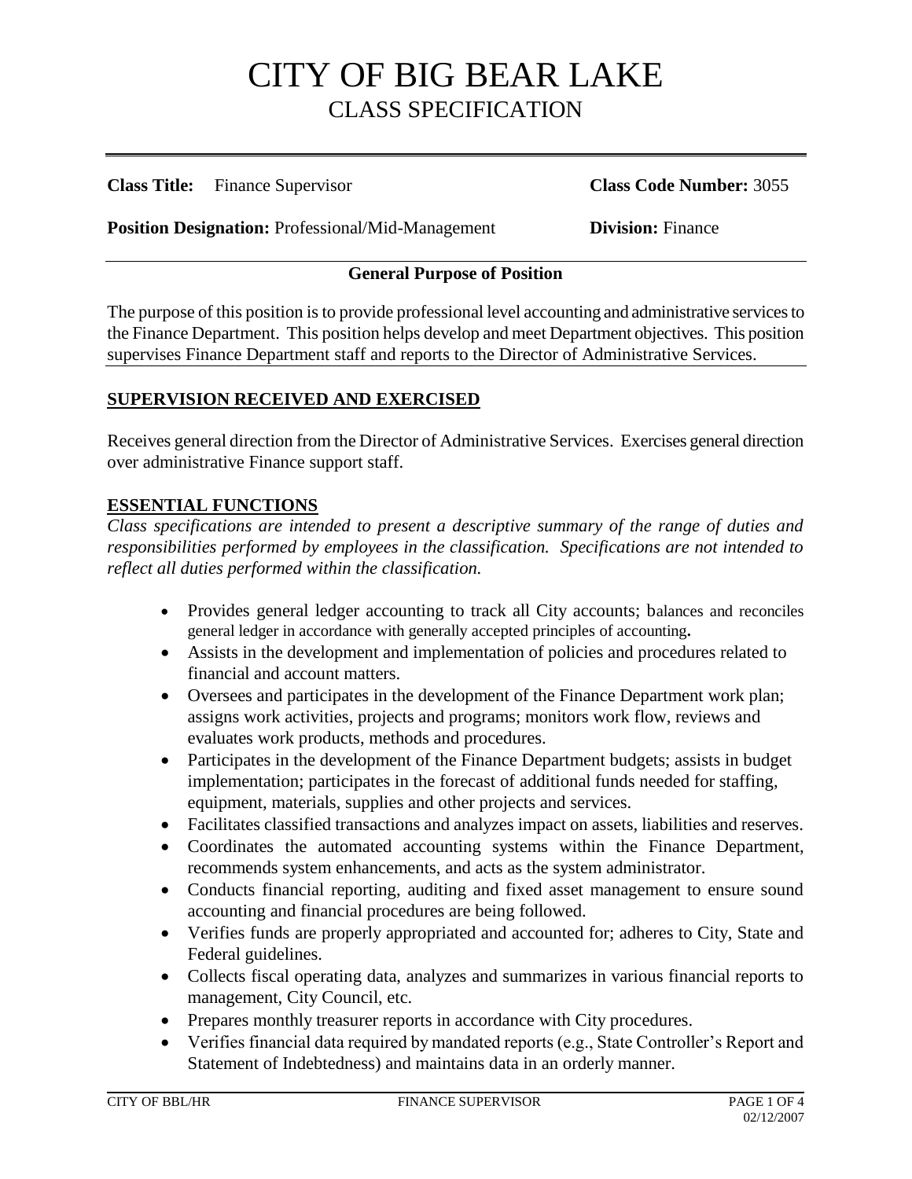# CITY OF BIG BEAR LAKE
## CLASS SPECIFICATION

**Class Title:** Finance Supervisor **Class Code Number:** 3055

**Position Designation:** Professional/Mid-Management **Division:** Finance

### General Purpose of Position

The purpose of this position is to provide professional level accounting and administrative services to the Finance Department. This position helps develop and meet Department objectives. This position supervises Finance Department staff and reports to the Director of Administrative Services.

## SUPERVISION RECEIVED AND EXERCISED

Receives general direction from the Director of Administrative Services. Exercises general direction over administrative Finance support staff.

## ESSENTIAL FUNCTIONS

*Class specifications are intended to present a descriptive summary of the range of duties and responsibilities performed by employees in the classification. Specifications are not intended to reflect all duties performed within the classification.*

- Provides general ledger accounting to track all City accounts; balances and reconciles general ledger in accordance with generally accepted principles of accounting**.**
- Assists in the development and implementation of policies and procedures related to financial and account matters.
- Oversees and participates in the development of the Finance Department work plan; assigns work activities, projects and programs; monitors work flow, reviews and evaluates work products, methods and procedures.
- Participates in the development of the Finance Department budgets; assists in budget implementation; participates in the forecast of additional funds needed for staffing, equipment, materials, supplies and other projects and services.
- Facilitates classified transactions and analyzes impact on assets, liabilities and reserves.
- Coordinates the automated accounting systems within the Finance Department, recommends system enhancements, and acts as the system administrator.
- Conducts financial reporting, auditing and fixed asset management to ensure sound accounting and financial procedures are being followed.
- Verifies funds are properly appropriated and accounted for; adheres to City, State and Federal guidelines.
- Collects fiscal operating data, analyzes and summarizes in various financial reports to management, City Council, etc.
- Prepares monthly treasurer reports in accordance with City procedures.
- Verifies financial data required by mandated reports (e.g., State Controller's Report and Statement of Indebtedness) and maintains data in an orderly manner.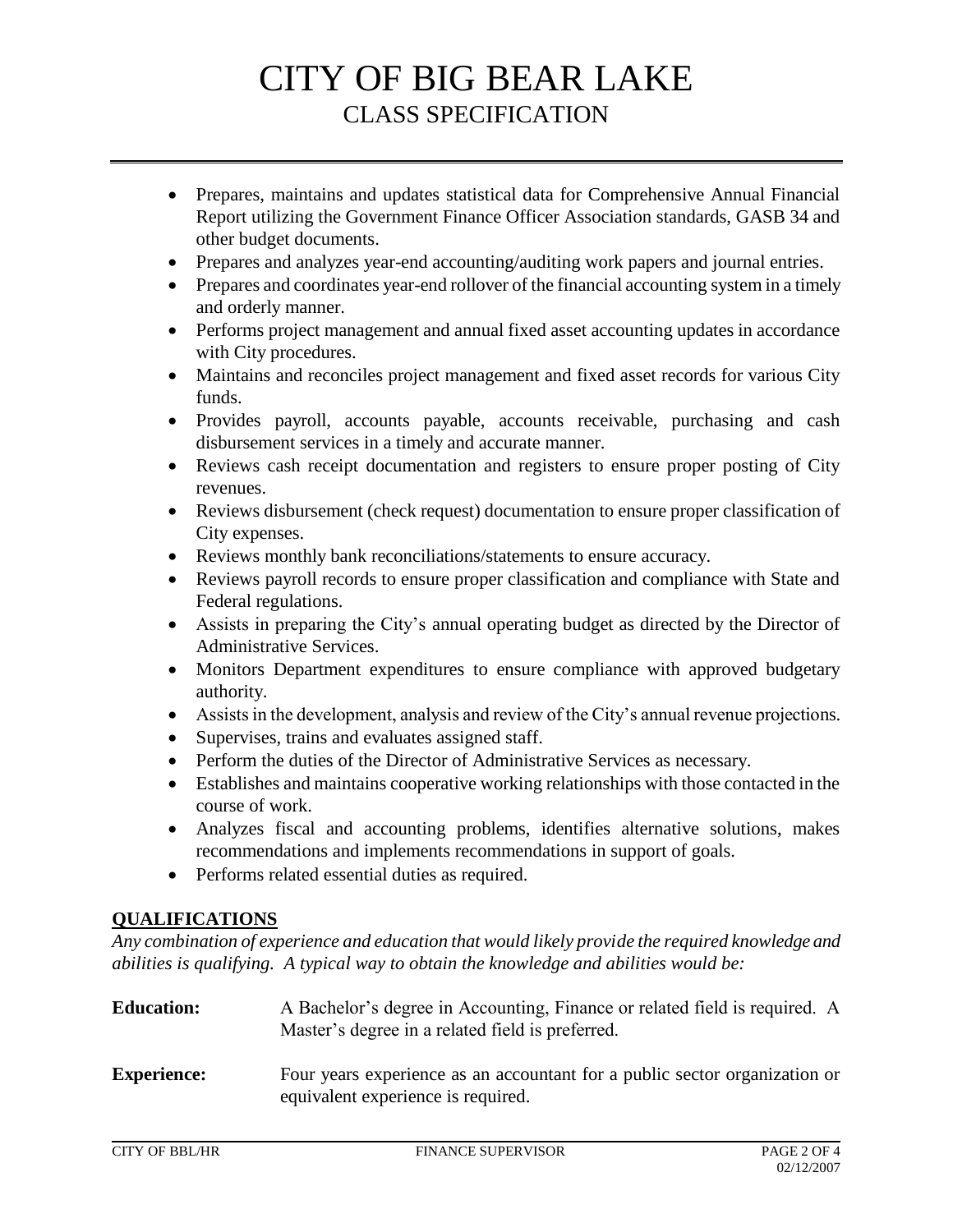- Prepares, maintains and updates statistical data for Comprehensive Annual Financial Report utilizing the Government Finance Officer Association standards, GASB 34 and other budget documents.
- Prepares and analyzes year-end accounting/auditing work papers and journal entries.
- Prepares and coordinates year-end rollover of the financial accounting system in a timely and orderly manner.
- Performs project management and annual fixed asset accounting updates in accordance with City procedures.
- Maintains and reconciles project management and fixed asset records for various City funds.
- Provides payroll, accounts payable, accounts receivable, purchasing and cash disbursement services in a timely and accurate manner.
- Reviews cash receipt documentation and registers to ensure proper posting of City revenues.
- Reviews disbursement (check request) documentation to ensure proper classification of City expenses.
- Reviews monthly bank reconciliations/statements to ensure accuracy.
- Reviews payroll records to ensure proper classification and compliance with State and Federal regulations.
- Assists in preparing the City's annual operating budget as directed by the Director of Administrative Services.
- Monitors Department expenditures to ensure compliance with approved budgetary authority.
- Assists in the development, analysis and review of the City's annual revenue projections.
- Supervises, trains and evaluates assigned staff.
- Perform the duties of the Director of Administrative Services as necessary.
- Establishes and maintains cooperative working relationships with those contacted in the course of work.
- Analyzes fiscal and accounting problems, identifies alternative solutions, makes recommendations and implements recommendations in support of goals.
- Performs related essential duties as required.

## QUALIFICATIONS

*Any combination of experience and education that would likely provide the required knowledge and abilities is qualifying. A typical way to obtain the knowledge and abilities would be:*

**Education:** A Bachelor's degree in Accounting, Finance or related field is required. A Master's degree in a related field is preferred.

**Experience:** Four years experience as an accountant for a public sector organization or equivalent experience is required.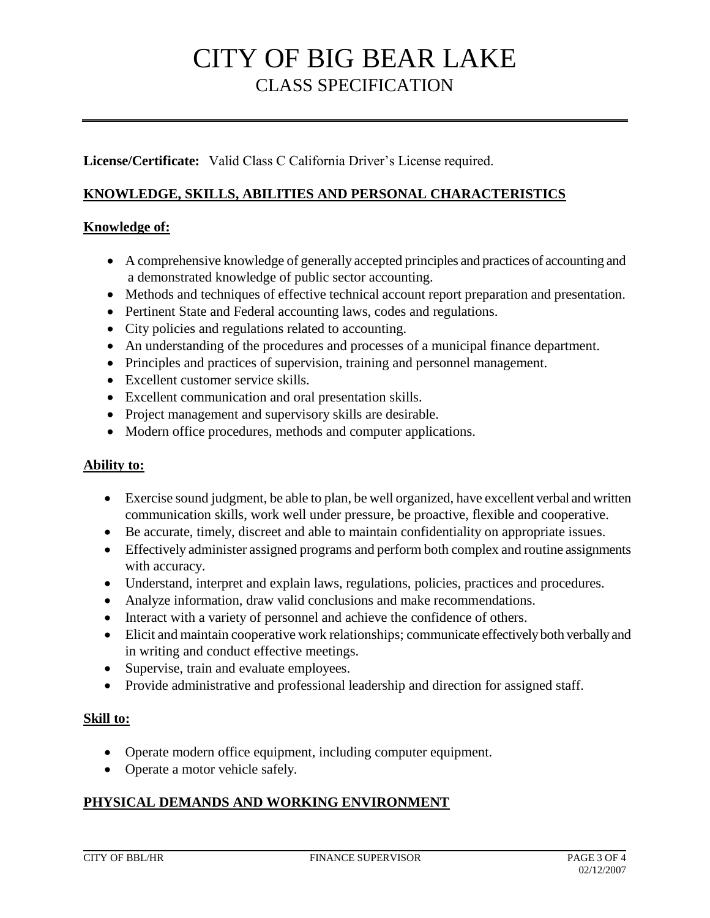**License/Certificate:** Valid Class C California Driver's License required.

## KNOWLEDGE, SKILLS, ABILITIES AND PERSONAL CHARACTERISTICS

### Knowledge of:

- A comprehensive knowledge of generally accepted principles and practices of accounting and a demonstrated knowledge of public sector accounting.
- Methods and techniques of effective technical account report preparation and presentation.
- Pertinent State and Federal accounting laws, codes and regulations.
- City policies and regulations related to accounting.
- An understanding of the procedures and processes of a municipal finance department.
- Principles and practices of supervision, training and personnel management.
- Excellent customer service skills.
- Excellent communication and oral presentation skills.
- Project management and supervisory skills are desirable.
- Modern office procedures, methods and computer applications.

### Ability to:

- Exercise sound judgment, be able to plan, be well organized, have excellent verbal and written communication skills, work well under pressure, be proactive, flexible and cooperative.
- Be accurate, timely, discreet and able to maintain confidentiality on appropriate issues.
- Effectively administer assigned programs and perform both complex and routine assignments with accuracy.
- Understand, interpret and explain laws, regulations, policies, practices and procedures.
- Analyze information, draw valid conclusions and make recommendations.
- Interact with a variety of personnel and achieve the confidence of others.
- Elicit and maintain cooperative work relationships; communicate effectively both verbally and in writing and conduct effective meetings.
- Supervise, train and evaluate employees.
- Provide administrative and professional leadership and direction for assigned staff.

### Skill to:

- Operate modern office equipment, including computer equipment.
- Operate a motor vehicle safely.

## PHYSICAL DEMANDS AND WORKING ENVIRONMENT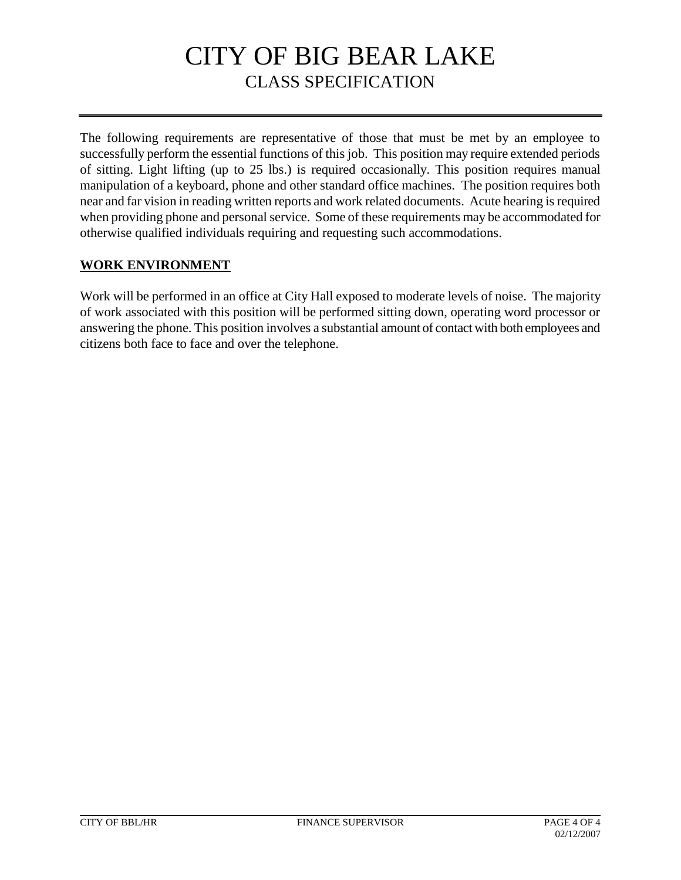# CITY OF BIG BEAR LAKE
## CLASS SPECIFICATION

The following requirements are representative of those that must be met by an employee to successfully perform the essential functions of this job. This position may require extended periods of sitting. Light lifting (up to 25 lbs.) is required occasionally. This position requires manual manipulation of a keyboard, phone and other standard office machines. The position requires both near and far vision in reading written reports and work related documents. Acute hearing is required when providing phone and personal service. Some of these requirements may be accommodated for otherwise qualified individuals requiring and requesting such accommodations.

### WORK ENVIRONMENT

Work will be performed in an office at City Hall exposed to moderate levels of noise. The majority of work associated with this position will be performed sitting down, operating word processor or answering the phone. This position involves a substantial amount of contact with both employees and citizens both face to face and over the telephone.